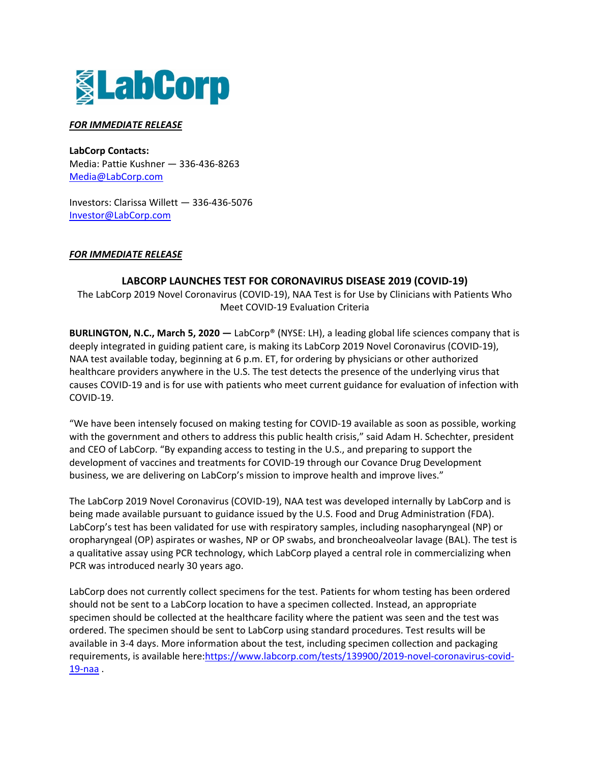LabCorp

***FOR IMMEDIATE RELEASE***

**LabCorp Contacts:**
Media: Pattie Kushner — 336-436-8263
Media@LabCorp.com

Investors: Clarissa Willett — 336-436-5076
Investor@LabCorp.com

***FOR IMMEDIATE RELEASE***

## LABCORP LAUNCHES TEST FOR CORONAVIRUS DISEASE 2019 (COVID-19)

The LabCorp 2019 Novel Coronavirus (COVID-19), NAA Test is for Use by Clinicians with Patients Who Meet COVID-19 Evaluation Criteria

**BURLINGTON, N.C., March 5, 2020 —** LabCorp® (NYSE: LH), a leading global life sciences company that is deeply integrated in guiding patient care, is making its LabCorp 2019 Novel Coronavirus (COVID-19), NAA test available today, beginning at 6 p.m. ET, for ordering by physicians or other authorized healthcare providers anywhere in the U.S. The test detects the presence of the underlying virus that causes COVID-19 and is for use with patients who meet current guidance for evaluation of infection with COVID-19.

"We have been intensely focused on making testing for COVID-19 available as soon as possible, working with the government and others to address this public health crisis," said Adam H. Schechter, president and CEO of LabCorp. "By expanding access to testing in the U.S., and preparing to support the development of vaccines and treatments for COVID-19 through our Covance Drug Development business, we are delivering on LabCorp's mission to improve health and improve lives."

The LabCorp 2019 Novel Coronavirus (COVID-19), NAA test was developed internally by LabCorp and is being made available pursuant to guidance issued by the U.S. Food and Drug Administration (FDA). LabCorp's test has been validated for use with respiratory samples, including nasopharyngeal (NP) or oropharyngeal (OP) aspirates or washes, NP or OP swabs, and broncheoalveolar lavage (BAL). The test is a qualitative assay using PCR technology, which LabCorp played a central role in commercializing when PCR was introduced nearly 30 years ago.

LabCorp does not currently collect specimens for the test. Patients for whom testing has been ordered should not be sent to a LabCorp location to have a specimen collected. Instead, an appropriate specimen should be collected at the healthcare facility where the patient was seen and the test was ordered. The specimen should be sent to LabCorp using standard procedures. Test results will be available in 3-4 days. More information about the test, including specimen collection and packaging requirements, is available here:https://www.labcorp.com/tests/139900/2019-novel-coronavirus-covid-19-naa .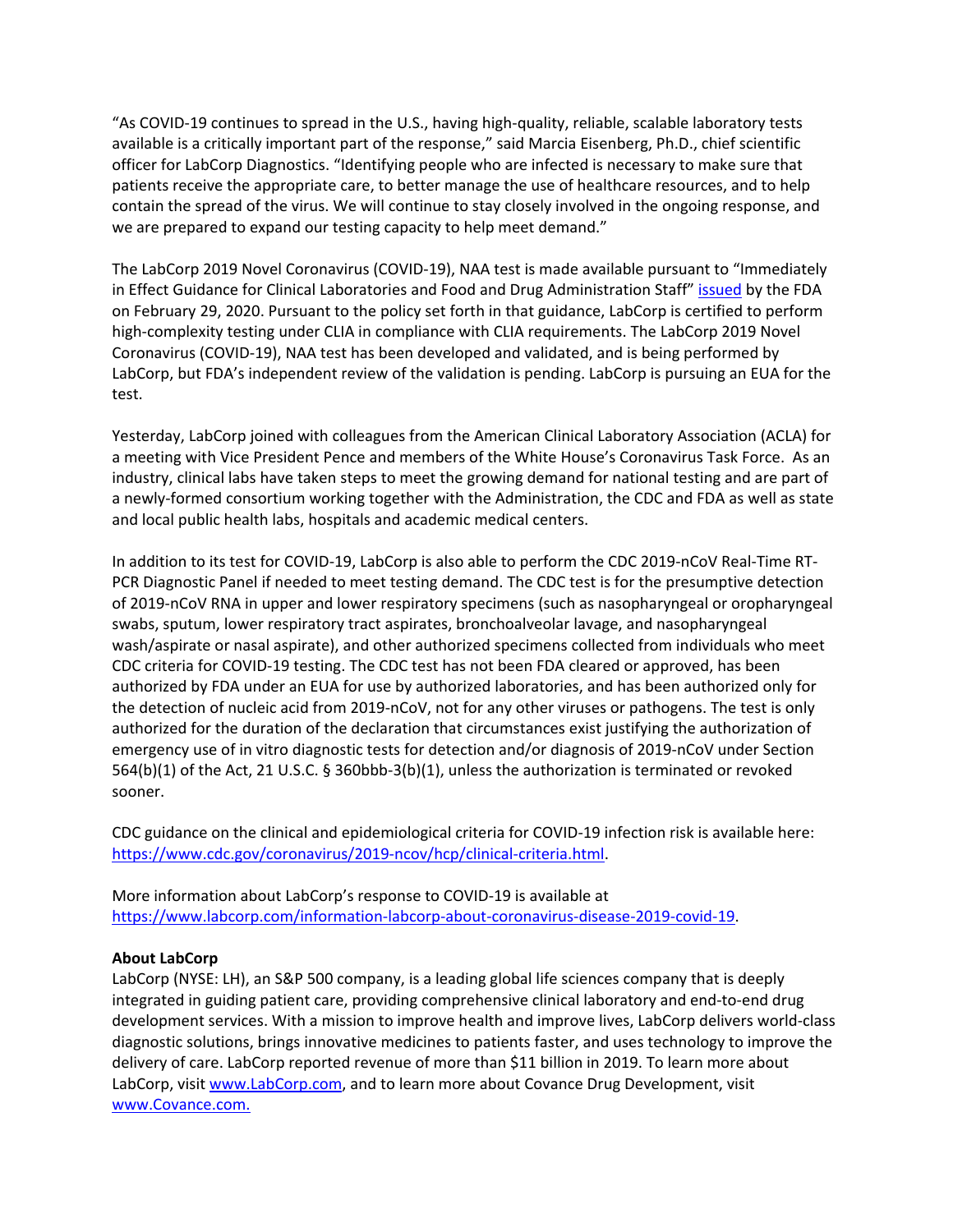"As COVID-19 continues to spread in the U.S., having high-quality, reliable, scalable laboratory tests available is a critically important part of the response," said Marcia Eisenberg, Ph.D., chief scientific officer for LabCorp Diagnostics. "Identifying people who are infected is necessary to make sure that patients receive the appropriate care, to better manage the use of healthcare resources, and to help contain the spread of the virus. We will continue to stay closely involved in the ongoing response, and we are prepared to expand our testing capacity to help meet demand."

The LabCorp 2019 Novel Coronavirus (COVID-19), NAA test is made available pursuant to "Immediately in Effect Guidance for Clinical Laboratories and Food and Drug Administration Staff" issued by the FDA on February 29, 2020. Pursuant to the policy set forth in that guidance, LabCorp is certified to perform high-complexity testing under CLIA in compliance with CLIA requirements. The LabCorp 2019 Novel Coronavirus (COVID-19), NAA test has been developed and validated, and is being performed by LabCorp, but FDA's independent review of the validation is pending. LabCorp is pursuing an EUA for the test.

Yesterday, LabCorp joined with colleagues from the American Clinical Laboratory Association (ACLA) for a meeting with Vice President Pence and members of the White House's Coronavirus Task Force. As an industry, clinical labs have taken steps to meet the growing demand for national testing and are part of a newly-formed consortium working together with the Administration, the CDC and FDA as well as state and local public health labs, hospitals and academic medical centers.

In addition to its test for COVID-19, LabCorp is also able to perform the CDC 2019-nCoV Real-Time RT-PCR Diagnostic Panel if needed to meet testing demand. The CDC test is for the presumptive detection of 2019-nCoV RNA in upper and lower respiratory specimens (such as nasopharyngeal or oropharyngeal swabs, sputum, lower respiratory tract aspirates, bronchoalveolar lavage, and nasopharyngeal wash/aspirate or nasal aspirate), and other authorized specimens collected from individuals who meet CDC criteria for COVID-19 testing. The CDC test has not been FDA cleared or approved, has been authorized by FDA under an EUA for use by authorized laboratories, and has been authorized only for the detection of nucleic acid from 2019-nCoV, not for any other viruses or pathogens. The test is only authorized for the duration of the declaration that circumstances exist justifying the authorization of emergency use of in vitro diagnostic tests for detection and/or diagnosis of 2019-nCoV under Section 564(b)(1) of the Act, 21 U.S.C. § 360bbb-3(b)(1), unless the authorization is terminated or revoked sooner.

CDC guidance on the clinical and epidemiological criteria for COVID-19 infection risk is available here: https://www.cdc.gov/coronavirus/2019-ncov/hcp/clinical-criteria.html.

More information about LabCorp's response to COVID-19 is available at https://www.labcorp.com/information-labcorp-about-coronavirus-disease-2019-covid-19.

**About LabCorp**

LabCorp (NYSE: LH), an S&P 500 company, is a leading global life sciences company that is deeply integrated in guiding patient care, providing comprehensive clinical laboratory and end-to-end drug development services. With a mission to improve health and improve lives, LabCorp delivers world-class diagnostic solutions, brings innovative medicines to patients faster, and uses technology to improve the delivery of care. LabCorp reported revenue of more than $11 billion in 2019. To learn more about LabCorp, visit www.LabCorp.com, and to learn more about Covance Drug Development, visit www.Covance.com.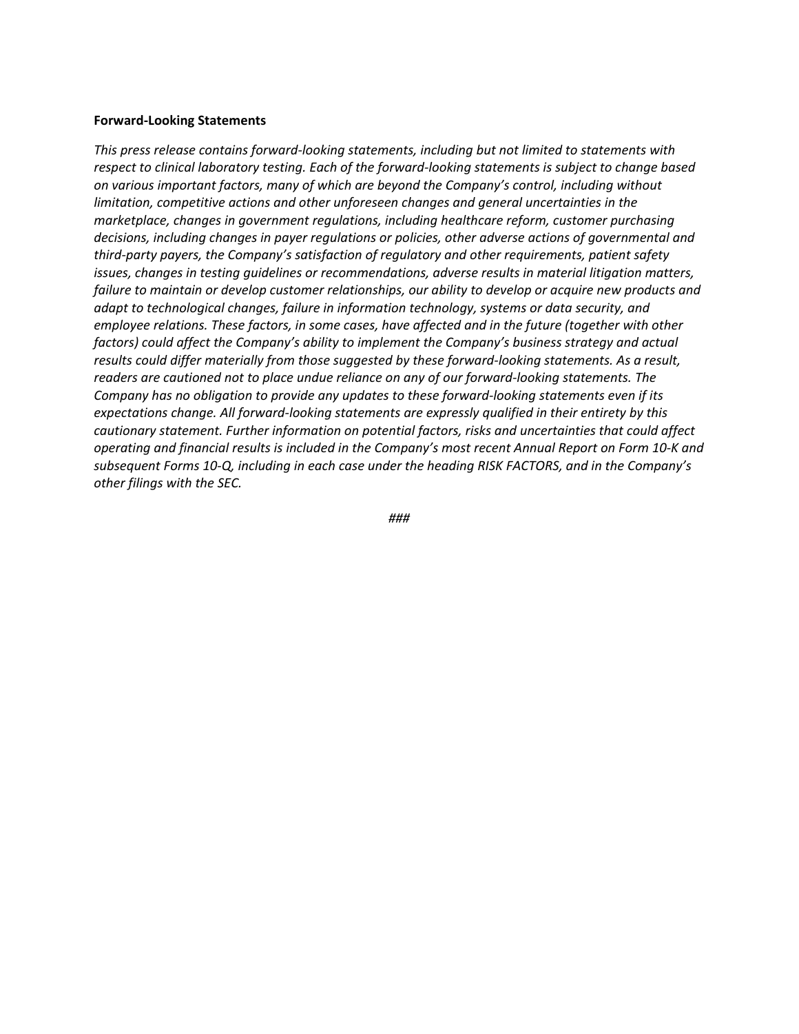**Forward-Looking Statements**

*This press release contains forward-looking statements, including but not limited to statements with respect to clinical laboratory testing. Each of the forward-looking statements is subject to change based on various important factors, many of which are beyond the Company's control, including without limitation, competitive actions and other unforeseen changes and general uncertainties in the marketplace, changes in government regulations, including healthcare reform, customer purchasing decisions, including changes in payer regulations or policies, other adverse actions of governmental and third-party payers, the Company's satisfaction of regulatory and other requirements, patient safety issues, changes in testing guidelines or recommendations, adverse results in material litigation matters, failure to maintain or develop customer relationships, our ability to develop or acquire new products and adapt to technological changes, failure in information technology, systems or data security, and employee relations. These factors, in some cases, have affected and in the future (together with other factors) could affect the Company's ability to implement the Company's business strategy and actual results could differ materially from those suggested by these forward-looking statements. As a result, readers are cautioned not to place undue reliance on any of our forward-looking statements. The Company has no obligation to provide any updates to these forward-looking statements even if its expectations change. All forward-looking statements are expressly qualified in their entirety by this cautionary statement. Further information on potential factors, risks and uncertainties that could affect operating and financial results is included in the Company's most recent Annual Report on Form 10-K and subsequent Forms 10-Q, including in each case under the heading RISK FACTORS, and in the Company's other filings with the SEC.*

###